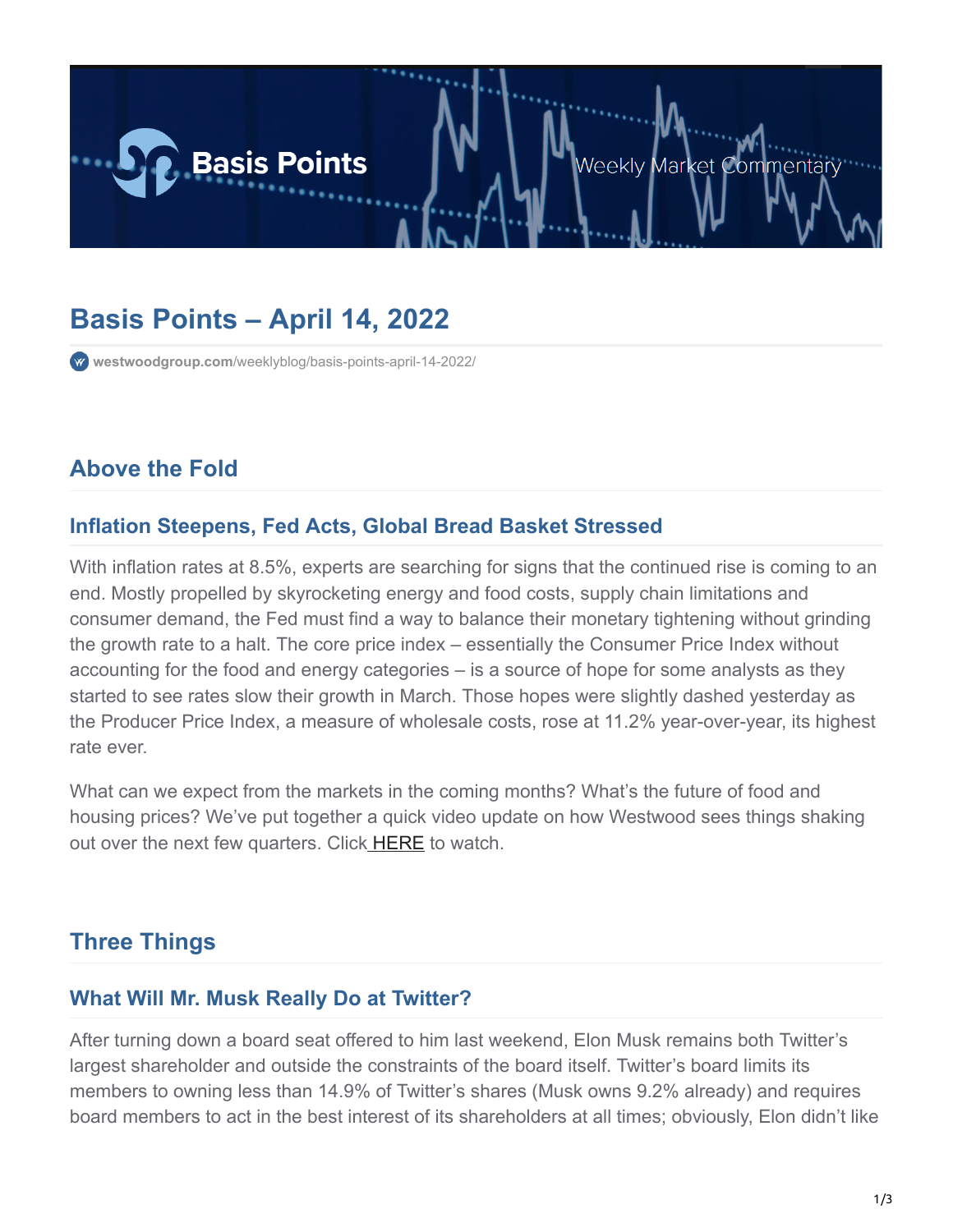# Basis Points – April 14, 2022

westwoodgroup.com/weeklyblog/basis-points-april-14-2022/

## Above the Fold

### Inflation Steepens, Fed Acts, Global Bread Basket Stressed

With inflation rates at 8.5%, experts are searching for signs that the continued rise is coming to an end. Mostly propelled by skyrocketing energy and food costs, supply chain limitations and consumer demand, the Fed must find a way to balance their monetary tightening without grinding the growth rate to a halt. The core price index – essentially the Consumer Price Index without accounting for the food and energy categories – is a source of hope for some analysts as they started to see rates slow their growth in March. Those hopes were slightly dashed yesterday as the Producer Price Index, a measure of wholesale costs, rose at 11.2% year-over-year, its highest rate ever.

What can we expect from the markets in the coming months? What's the future of food and housing prices? We've put together a quick video update on how Westwood sees things shaking out over the next few quarters. Click HERE to watch.

## Three Things

### What Will Mr. Musk Really Do at Twitter?

After turning down a board seat offered to him last weekend, Elon Musk remains both Twitter's largest shareholder and outside the constraints of the board itself. Twitter's board limits its members to owning less than 14.9% of Twitter's shares (Musk owns 9.2% already) and requires board members to act in the best interest of its shareholders at all times; obviously, Elon didn't like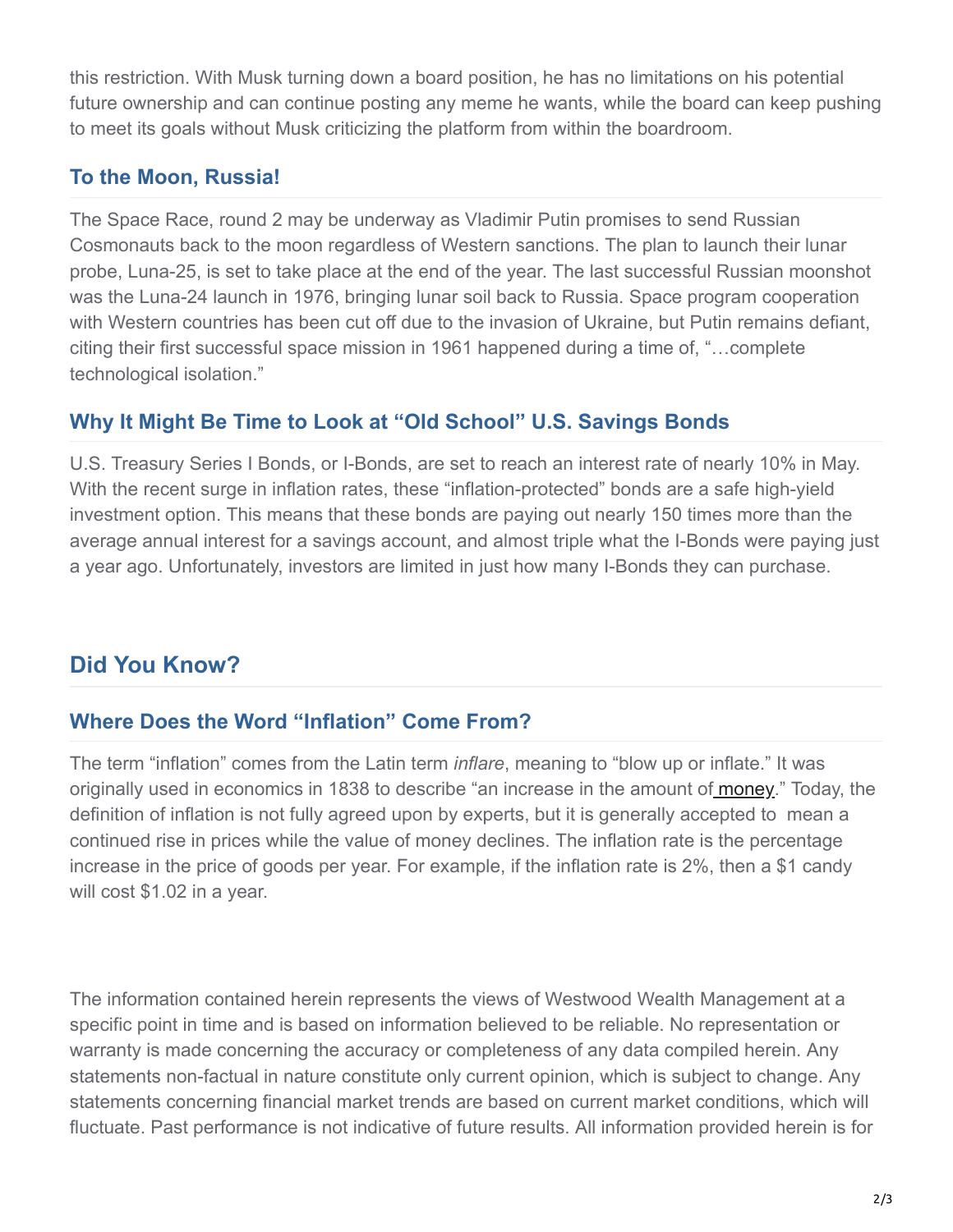this restriction. With Musk turning down a board position, he has no limitations on his potential future ownership and can continue posting any meme he wants, while the board can keep pushing to meet its goals without Musk criticizing the platform from within the boardroom.

### To the Moon, Russia!

The Space Race, round 2 may be underway as Vladimir Putin promises to send Russian Cosmonauts back to the moon regardless of Western sanctions. The plan to launch their lunar probe, Luna-25, is set to take place at the end of the year. The last successful Russian moonshot was the Luna-24 launch in 1976, bringing lunar soil back to Russia. Space program cooperation with Western countries has been cut off due to the invasion of Ukraine, but Putin remains defiant, citing their first successful space mission in 1961 happened during a time of, "…complete technological isolation."

### Why It Might Be Time to Look at "Old School" U.S. Savings Bonds

U.S. Treasury Series I Bonds, or I-Bonds, are set to reach an interest rate of nearly 10% in May. With the recent surge in inflation rates, these "inflation-protected" bonds are a safe high-yield investment option. This means that these bonds are paying out nearly 150 times more than the average annual interest for a savings account, and almost triple what the I-Bonds were paying just a year ago. Unfortunately, investors are limited in just how many I-Bonds they can purchase.

## Did You Know?

### Where Does the Word "Inflation" Come From?

The term "inflation" comes from the Latin term *inflare*, meaning to "blow up or inflate." It was originally used in economics in 1838 to describe "an increase in the amount of money." Today, the definition of inflation is not fully agreed upon by experts, but it is generally accepted to mean a continued rise in prices while the value of money declines. The inflation rate is the percentage increase in the price of goods per year. For example, if the inflation rate is 2%, then a $1 candy will cost $1.02 in a year.

The information contained herein represents the views of Westwood Wealth Management at a specific point in time and is based on information believed to be reliable. No representation or warranty is made concerning the accuracy or completeness of any data compiled herein. Any statements non-factual in nature constitute only current opinion, which is subject to change. Any statements concerning financial market trends are based on current market conditions, which will fluctuate. Past performance is not indicative of future results. All information provided herein is for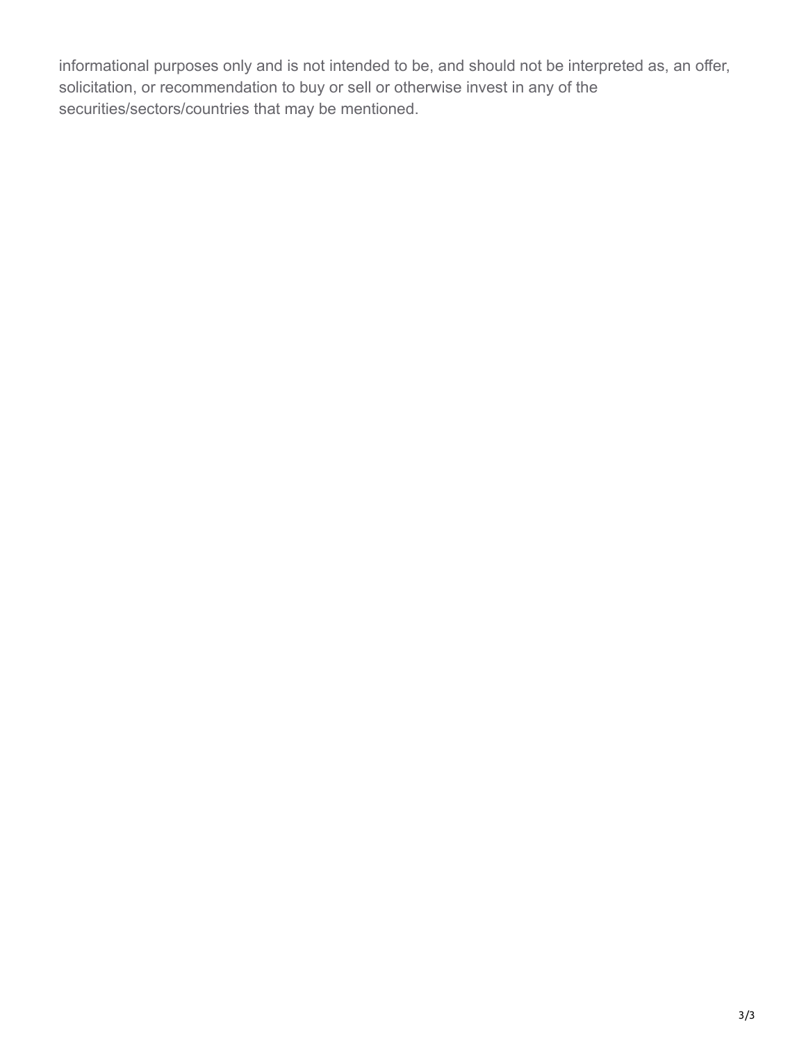informational purposes only and is not intended to be, and should not be interpreted as, an offer, solicitation, or recommendation to buy or sell or otherwise invest in any of the securities/sectors/countries that may be mentioned.